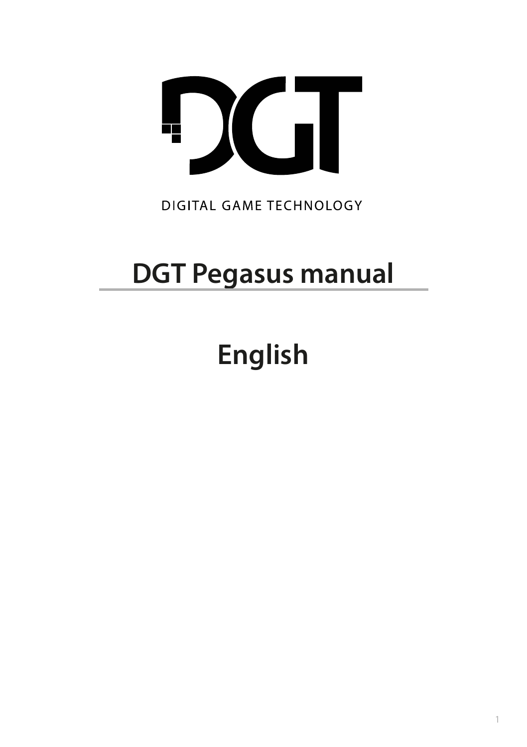DIGITAL GAME TECHNOLOGY

# DGT Pegasus manual

# English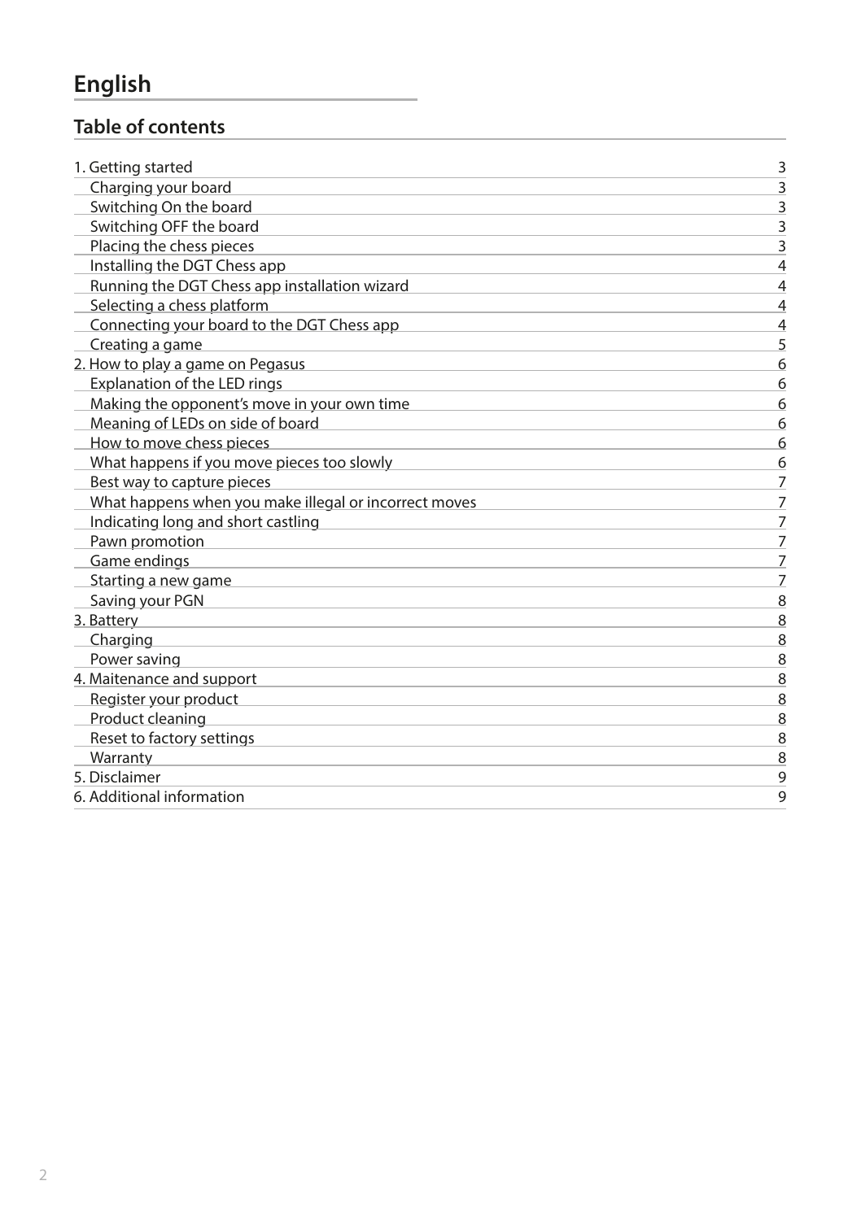# English

## Table of contents

| | |
|---|---|
| 1. Getting started | 3 |
| Charging your board | 3 |
| Switching On the board | 3 |
| Switching OFF the board | 3 |
| Placing the chess pieces | 3 |
| Installing the DGT Chess app | 4 |
| Running the DGT Chess app installation wizard | 4 |
| Selecting a chess platform | 4 |
| Connecting your board to the DGT Chess app | 4 |
| Creating a game | 5 |
| 2. How to play a game on Pegasus | 6 |
| Explanation of the LED rings | 6 |
| Making the opponent's move in your own time | 6 |
| Meaning of LEDs on side of board | 6 |
| How to move chess pieces | 6 |
| What happens if you move pieces too slowly | 6 |
| Best way to capture pieces | 7 |
| What happens when you make illegal or incorrect moves | 7 |
| Indicating long and short castling | 7 |
| Pawn promotion | 7 |
| Game endings | 7 |
| Starting a new game | 7 |
| Saving your PGN | 8 |
| 3. Battery | 8 |
| Charging | 8 |
| Power saving | 8 |
| 4. Maitenance and support | 8 |
| Register your product | 8 |
| Product cleaning | 8 |
| Reset to factory settings | 8 |
| Warranty | 8 |
| 5. Disclaimer | 9 |
| 6. Additional information | 9 |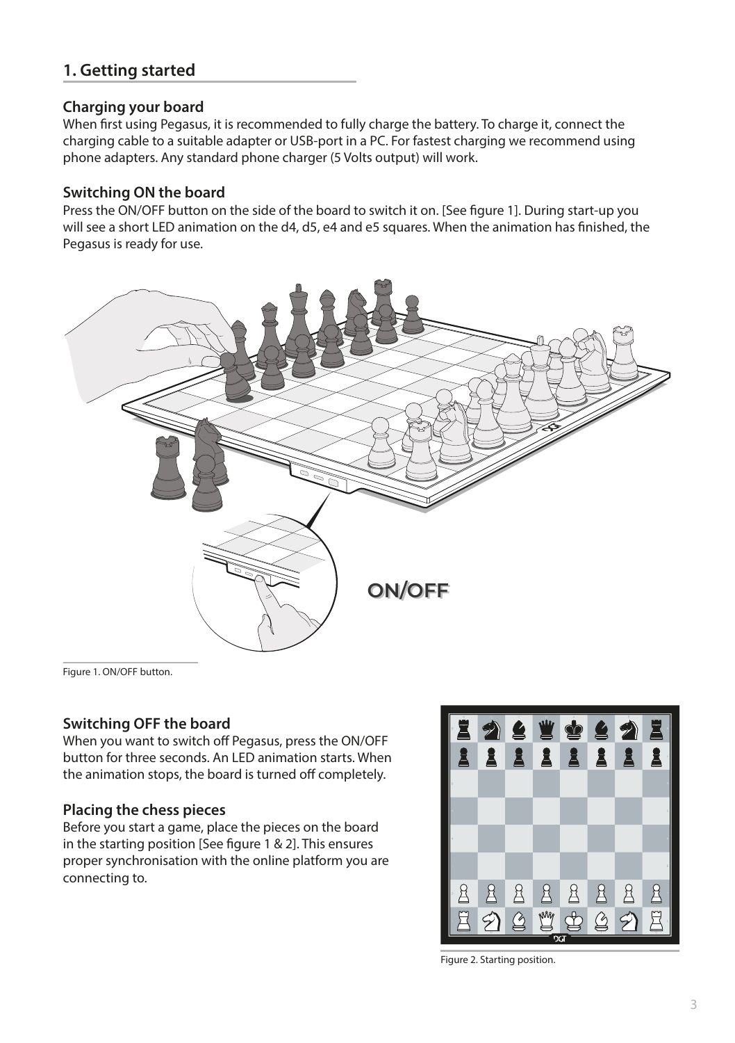## 1. Getting started

### Charging your board

When first using Pegasus, it is recommended to fully charge the battery. To charge it, connect the charging cable to a suitable adapter or USB-port in a PC. For fastest charging we recommend using phone adapters. Any standard phone charger (5 Volts output) will work.

### Switching ON the board

Press the ON/OFF button on the side of the board to switch it on. [See figure 1]. During start-up you will see a short LED animation on the d4, d5, e4 and e5 squares. When the animation has finished, the Pegasus is ready for use.

Figure 1. ON/OFF button.

### Switching OFF the board

When you want to switch off Pegasus, press the ON/OFF button for three seconds. An LED animation starts. When the animation stops, the board is turned off completely.

### Placing the chess pieces

Before you start a game, place the pieces on the board in the starting position [See figure 1 & 2]. This ensures proper synchronisation with the online platform you are connecting to.

Figure 2. Starting position.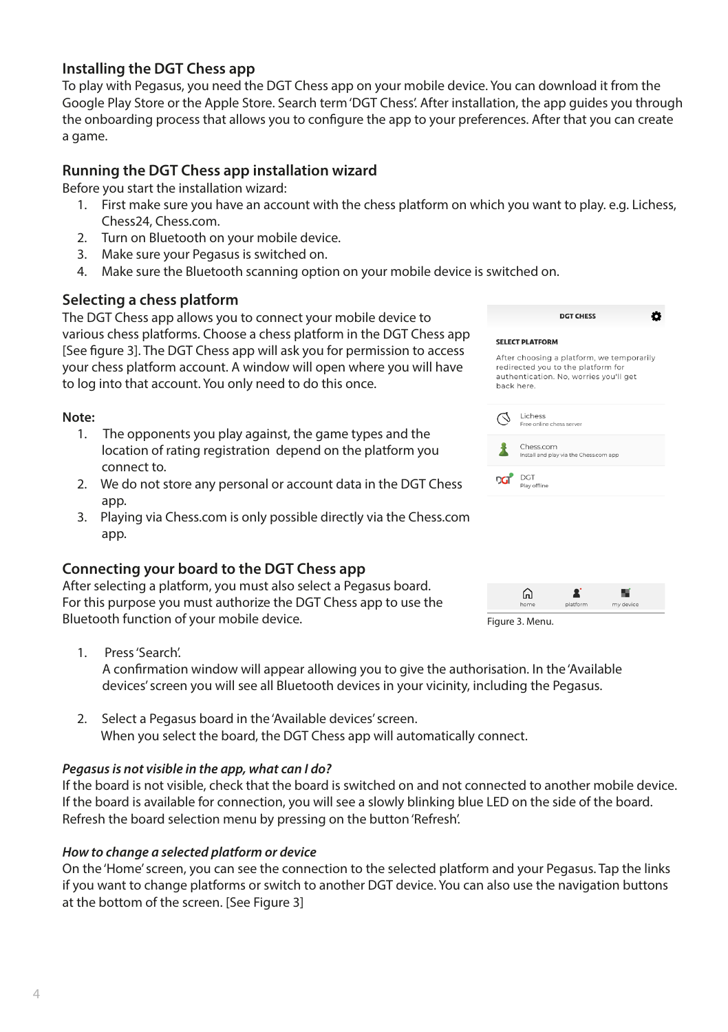## Installing the DGT Chess app

To play with Pegasus, you need the DGT Chess app on your mobile device. You can download it from the Google Play Store or the Apple Store. Search term 'DGT Chess'. After installation, the app guides you through the onboarding process that allows you to configure the app to your preferences. After that you can create a game.

## Running the DGT Chess app installation wizard

Before you start the installation wizard:

1. First make sure you have an account with the chess platform on which you want to play. e.g. Lichess, Chess24, Chess.com.
2. Turn on Bluetooth on your mobile device.
3. Make sure your Pegasus is switched on.
4. Make sure the Bluetooth scanning option on your mobile device is switched on.

## Selecting a chess platform

The DGT Chess app allows you to connect your mobile device to various chess platforms. Choose a chess platform in the DGT Chess app [See figure 3]. The DGT Chess app will ask you for permission to access your chess platform account. A window will open where you will have to log into that account. You only need to do this once.

**Note:**

1. The opponents you play against, the game types and the location of rating registration depend on the platform you connect to.
2. We do not store any personal or account data in the DGT Chess app.
3. Playing via Chess.com is only possible directly via the Chess.com app.

Figure 3. Menu.

## Connecting your board to the DGT Chess app

After selecting a platform, you must also select a Pegasus board. For this purpose you must authorize the DGT Chess app to use the Bluetooth function of your mobile device.

1. Press 'Search'.
   A confirmation window will appear allowing you to give the authorisation. In the 'Available devices' screen you will see all Bluetooth devices in your vicinity, including the Pegasus.

2. Select a Pegasus board in the 'Available devices' screen.
   When you select the board, the DGT Chess app will automatically connect.

### *Pegasus is not visible in the app, what can I do?*

If the board is not visible, check that the board is switched on and not connected to another mobile device. If the board is available for connection, you will see a slowly blinking blue LED on the side of the board. Refresh the board selection menu by pressing on the button 'Refresh'.

### *How to change a selected platform or device*

On the 'Home' screen, you can see the connection to the selected platform and your Pegasus. Tap the links if you want to change platforms or switch to another DGT device. You can also use the navigation buttons at the bottom of the screen. [See Figure 3]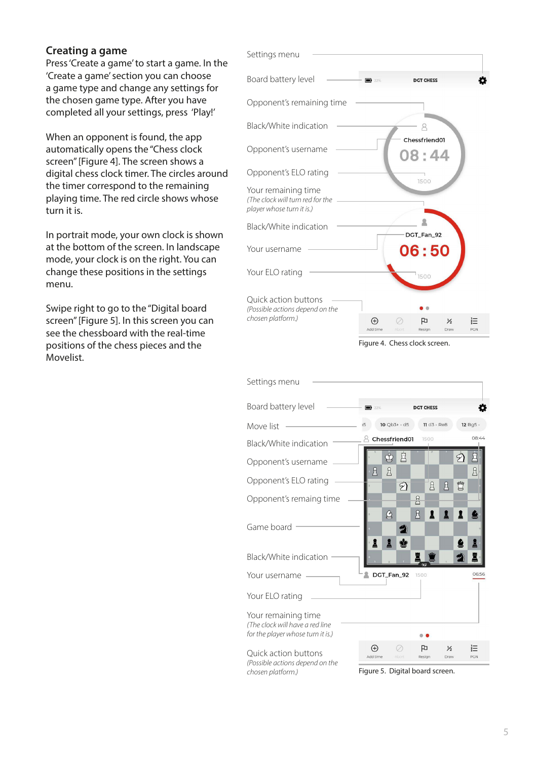## Creating a game

Press 'Create a game' to start a game. In the 'Create a game' section you can choose a game type and change any settings for the chosen game type. After you have completed all your settings, press 'Play!'

When an opponent is found, the app automatically opens the "Chess clock screen" [Figure 4]. The screen shows a digital chess clock timer. The circles around the timer correspond to the remaining playing time. The red circle shows whose turn it is.

In portrait mode, your own clock is shown at the bottom of the screen. In landscape mode, your clock is on the right. You can change these positions in the settings menu.

Swipe right to go to the "Digital board screen" [Figure 5]. In this screen you can see the chessboard with the real-time positions of the chess pieces and the Movelist.

Settings menu

Board battery level

Opponent's remaining time

Black/White indication

Opponent's username

Opponent's ELO rating

Your remaining time
*(The clock will turn red for the player whose turn it is.)*

Black/White indication

Your username

Your ELO rating

Quick action buttons
*(Possible actions depend on the chosen platform.)*

Figure 4. Chess clock screen.

Settings menu

Board battery level

Move list

Black/White indication

Opponent's username

Opponent's ELO rating

Opponent's remaing time

Game board

Black/White indication

Your username

Your ELO rating

Your remaining time
*(The clock will have a red line for the player whose turn it is.)*

Quick action buttons
*(Possible actions depend on the chosen platform.)*

Figure 5. Digital board screen.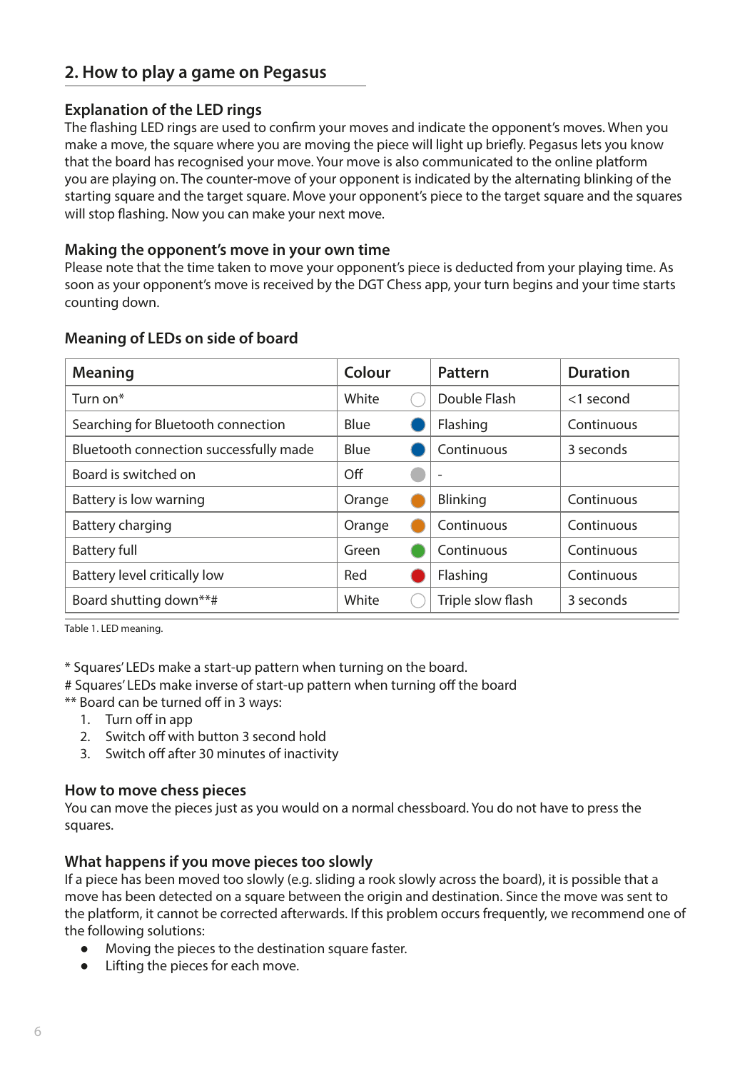## 2. How to play a game on Pegasus

### Explanation of the LED rings

The flashing LED rings are used to confirm your moves and indicate the opponent's moves. When you make a move, the square where you are moving the piece will light up briefly. Pegasus lets you know that the board has recognised your move. Your move is also communicated to the online platform you are playing on. The counter-move of your opponent is indicated by the alternating blinking of the starting square and the target square. Move your opponent's piece to the target square and the squares will stop flashing. Now you can make your next move.

### Making the opponent's move in your own time

Please note that the time taken to move your opponent's piece is deducted from your playing time. As soon as your opponent's move is received by the DGT Chess app, your turn begins and your time starts counting down.

### Meaning of LEDs on side of board

| Meaning | Colour | Pattern | Duration |
|---|---|---|---|
| Turn on* | White | Double Flash | <1 second |
| Searching for Bluetooth connection | Blue | Flashing | Continuous |
| Bluetooth connection successfully made | Blue | Continuous | 3 seconds |
| Board is switched on | Off | - | |
| Battery is low warning | Orange | Blinking | Continuous |
| Battery charging | Orange | Continuous | Continuous |
| Battery full | Green | Continuous | Continuous |
| Battery level critically low | Red | Flashing | Continuous |
| Board shutting down**# | White | Triple slow flash | 3 seconds |

Table 1. LED meaning.

* Squares' LEDs make a start-up pattern when turning on the board.
# Squares' LEDs make inverse of start-up pattern when turning off the board
** Board can be turned off in 3 ways:

1. Turn off in app
2. Switch off with button 3 second hold
3. Switch off after 30 minutes of inactivity

### How to move chess pieces

You can move the pieces just as you would on a normal chessboard. You do not have to press the squares.

### What happens if you move pieces too slowly

If a piece has been moved too slowly (e.g. sliding a rook slowly across the board), it is possible that a move has been detected on a square between the origin and destination. Since the move was sent to the platform, it cannot be corrected afterwards. If this problem occurs frequently, we recommend one of the following solutions:

- Moving the pieces to the destination square faster.
- Lifting the pieces for each move.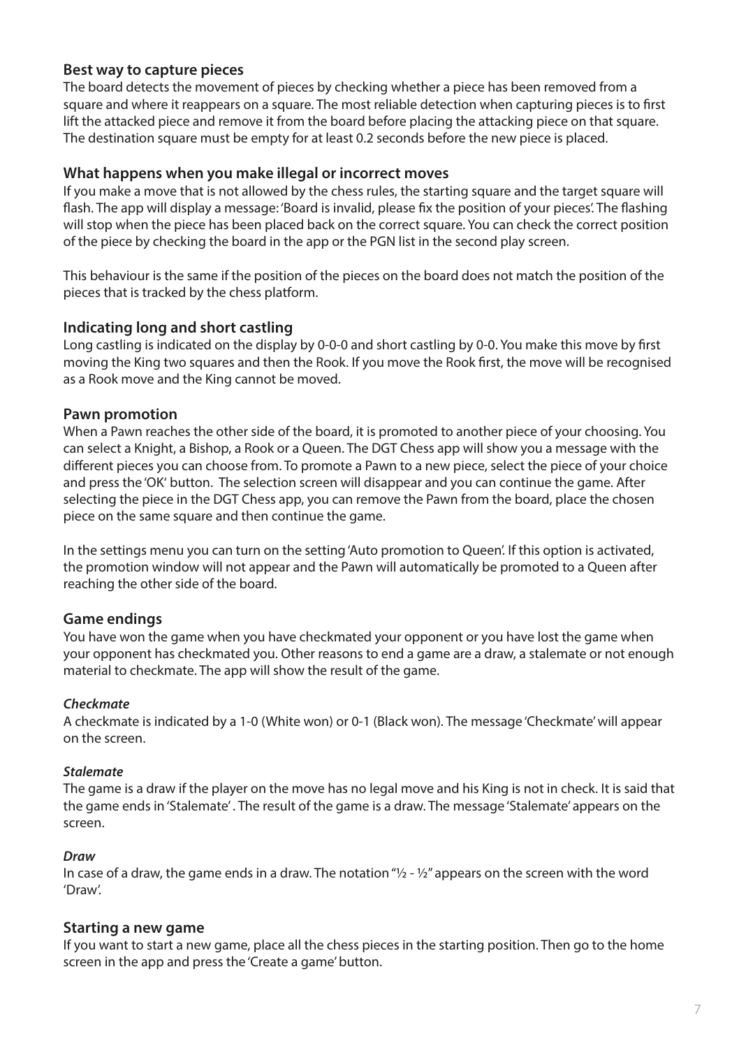### Best way to capture pieces

The board detects the movement of pieces by checking whether a piece has been removed from a square and where it reappears on a square. The most reliable detection when capturing pieces is to first lift the attacked piece and remove it from the board before placing the attacking piece on that square. The destination square must be empty for at least 0.2 seconds before the new piece is placed.

### What happens when you make illegal or incorrect moves

If you make a move that is not allowed by the chess rules, the starting square and the target square will flash. The app will display a message: 'Board is invalid, please fix the position of your pieces'. The flashing will stop when the piece has been placed back on the correct square. You can check the correct position of the piece by checking the board in the app or the PGN list in the second play screen.

This behaviour is the same if the position of the pieces on the board does not match the position of the pieces that is tracked by the chess platform.

### Indicating long and short castling

Long castling is indicated on the display by 0-0-0 and short castling by 0-0. You make this move by first moving the King two squares and then the Rook. If you move the Rook first, the move will be recognised as a Rook move and the King cannot be moved.

### Pawn promotion

When a Pawn reaches the other side of the board, it is promoted to another piece of your choosing. You can select a Knight, a Bishop, a Rook or a Queen. The DGT Chess app will show you a message with the different pieces you can choose from. To promote a Pawn to a new piece, select the piece of your choice and press the 'OK' button. The selection screen will disappear and you can continue the game. After selecting the piece in the DGT Chess app, you can remove the Pawn from the board, place the chosen piece on the same square and then continue the game.

In the settings menu you can turn on the setting 'Auto promotion to Queen'. If this option is activated, the promotion window will not appear and the Pawn will automatically be promoted to a Queen after reaching the other side of the board.

### Game endings

You have won the game when you have checkmated your opponent or you have lost the game when your opponent has checkmated you. Other reasons to end a game are a draw, a stalemate or not enough material to checkmate. The app will show the result of the game.

#### *Checkmate*

A checkmate is indicated by a 1-0 (White won) or 0-1 (Black won). The message 'Checkmate' will appear on the screen.

#### *Stalemate*

The game is a draw if the player on the move has no legal move and his King is not in check. It is said that the game ends in 'Stalemate' . The result of the game is a draw. The message 'Stalemate' appears on the screen.

#### *Draw*

In case of a draw, the game ends in a draw. The notation "½ - ½" appears on the screen with the word 'Draw'.

### Starting a new game

If you want to start a new game, place all the chess pieces in the starting position. Then go to the home screen in the app and press the 'Create a game' button.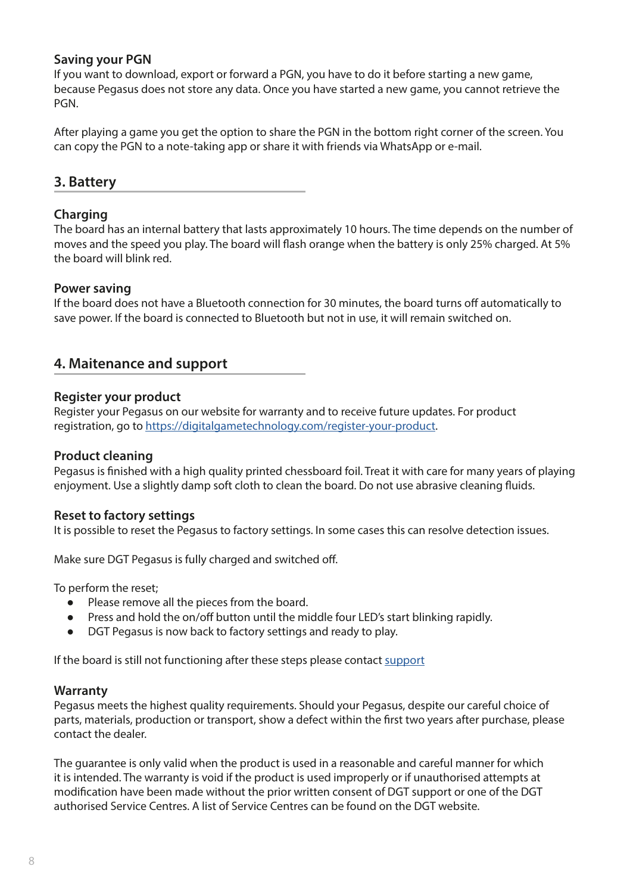### Saving your PGN

If you want to download, export or forward a PGN, you have to do it before starting a new game, because Pegasus does not store any data. Once you have started a new game, you cannot retrieve the PGN.

After playing a game you get the option to share the PGN in the bottom right corner of the screen. You can copy the PGN to a note-taking app or share it with friends via WhatsApp or e-mail.

## 3. Battery

### Charging

The board has an internal battery that lasts approximately 10 hours. The time depends on the number of moves and the speed you play. The board will flash orange when the battery is only 25% charged. At 5% the board will blink red.

### Power saving

If the board does not have a Bluetooth connection for 30 minutes, the board turns off automatically to save power. If the board is connected to Bluetooth but not in use, it will remain switched on.

## 4. Maitenance and support

### Register your product

Register your Pegasus on our website for warranty and to receive future updates. For product registration, go to [https://digitalgametechnology.com/register-your-product](https://digitalgametechnology.com/register-your-product).

### Product cleaning

Pegasus is finished with a high quality printed chessboard foil. Treat it with care for many years of playing enjoyment. Use a slightly damp soft cloth to clean the board. Do not use abrasive cleaning fluids.

### Reset to factory settings

It is possible to reset the Pegasus to factory settings. In some cases this can resolve detection issues.

Make sure DGT Pegasus is fully charged and switched off.

To perform the reset;

- Please remove all the pieces from the board.
- Press and hold the on/off button until the middle four LED's start blinking rapidly.
- DGT Pegasus is now back to factory settings and ready to play.

If the board is still not functioning after these steps please contact support

### Warranty

Pegasus meets the highest quality requirements. Should your Pegasus, despite our careful choice of parts, materials, production or transport, show a defect within the first two years after purchase, please contact the dealer.

The guarantee is only valid when the product is used in a reasonable and careful manner for which it is intended. The warranty is void if the product is used improperly or if unauthorised attempts at modification have been made without the prior written consent of DGT support or one of the DGT authorised Service Centres. A list of Service Centres can be found on the DGT website.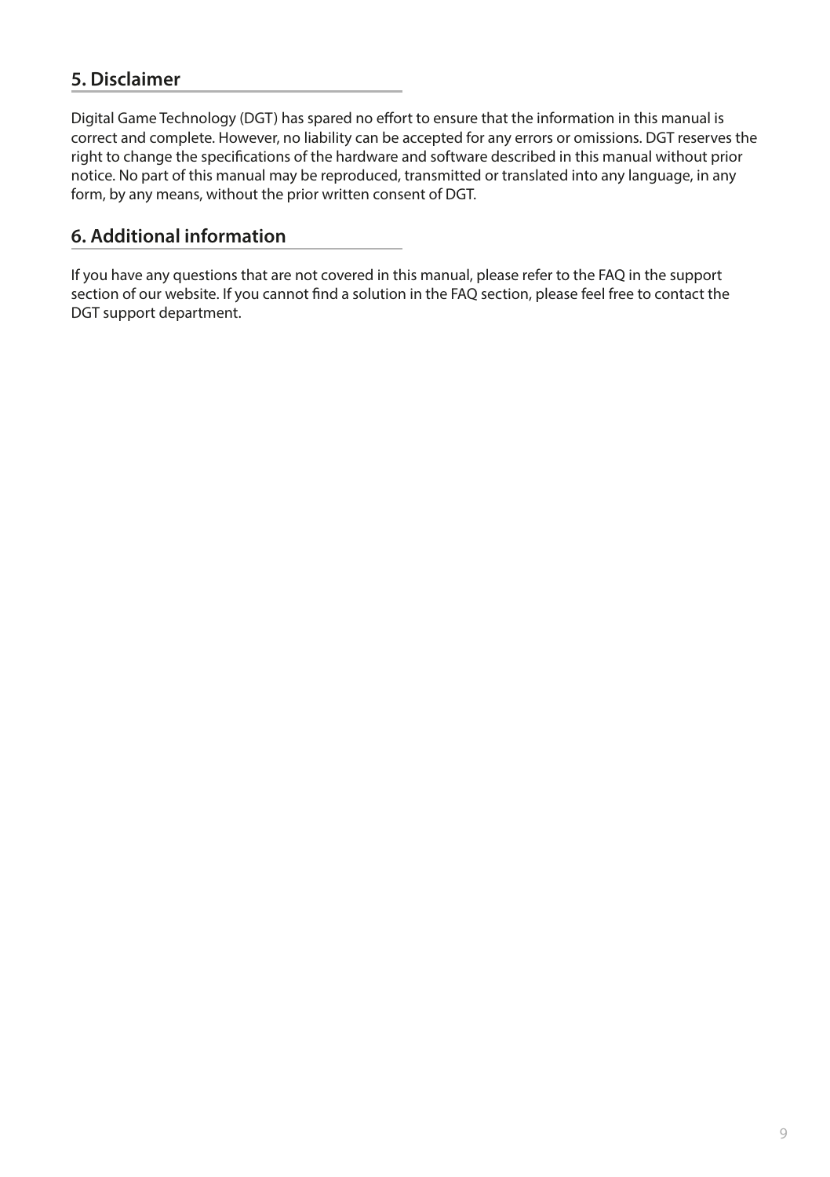## 5. Disclaimer

Digital Game Technology (DGT) has spared no effort to ensure that the information in this manual is correct and complete. However, no liability can be accepted for any errors or omissions. DGT reserves the right to change the specifications of the hardware and software described in this manual without prior notice. No part of this manual may be reproduced, transmitted or translated into any language, in any form, by any means, without the prior written consent of DGT.

## 6. Additional information

If you have any questions that are not covered in this manual, please refer to the FAQ in the support section of our website. If you cannot find a solution in the FAQ section, please feel free to contact the DGT support department.